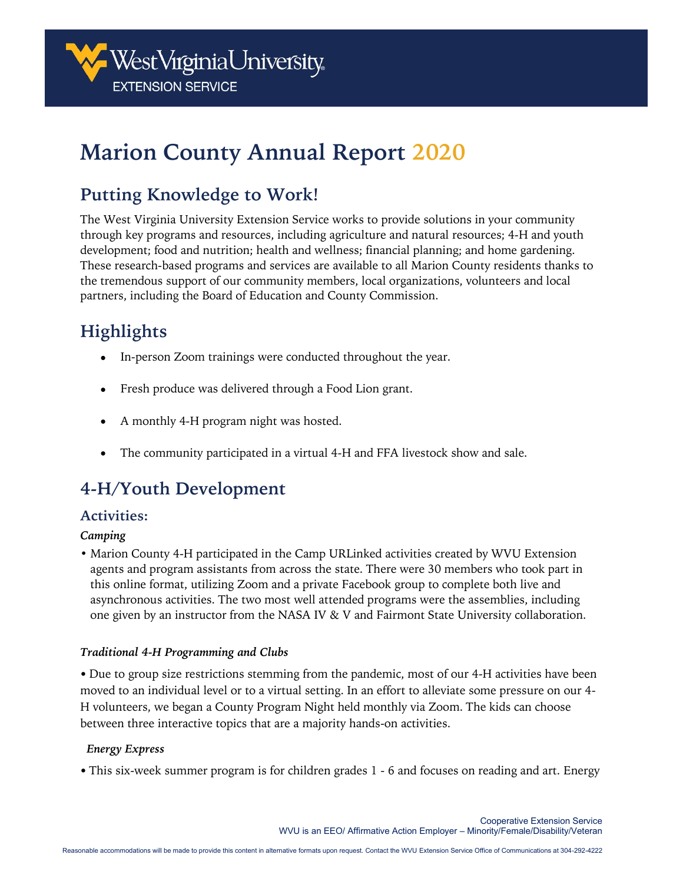# Marion County Annual Report 2020

## Putting Knowledge to Work!

The West Virginia University Extension Service works to provide solutions in your community through key programs and resources, including agriculture and natural resources; 4-H and youth development; food and nutrition; health and wellness; financial planning; and home gardening. These research-based programs and services are available to all Marion County residents thanks to the tremendous support of our community members, local organizations, volunteers and local partners, including the Board of Education and County Commission.

## Highlights

- In-person Zoom trainings were conducted throughout the year.
- Fresh produce was delivered through a Food Lion grant.
- A monthly 4-H program night was hosted.
- The community participated in a virtual 4-H and FFA livestock show and sale.

## 4-H/Youth Development

### Activities:

***Camping***

- Marion County 4-H participated in the Camp URLinked activities created by WVU Extension agents and program assistants from across the state. There were 30 members who took part in this online format, utilizing Zoom and a private Facebook group to complete both live and asynchronous activities. The two most well attended programs were the assemblies, including one given by an instructor from the NASA IV & V and Fairmont State University collaboration.

***Traditional 4-H Programming and Clubs***

- Due to group size restrictions stemming from the pandemic, most of our 4-H activities have been moved to an individual level or to a virtual setting. In an effort to alleviate some pressure on our 4-H volunteers, we began a County Program Night held monthly via Zoom. The kids can choose between three interactive topics that are a majority hands-on activities.

***Energy Express***

- This six-week summer program is for children grades 1 - 6 and focuses on reading and art. Energy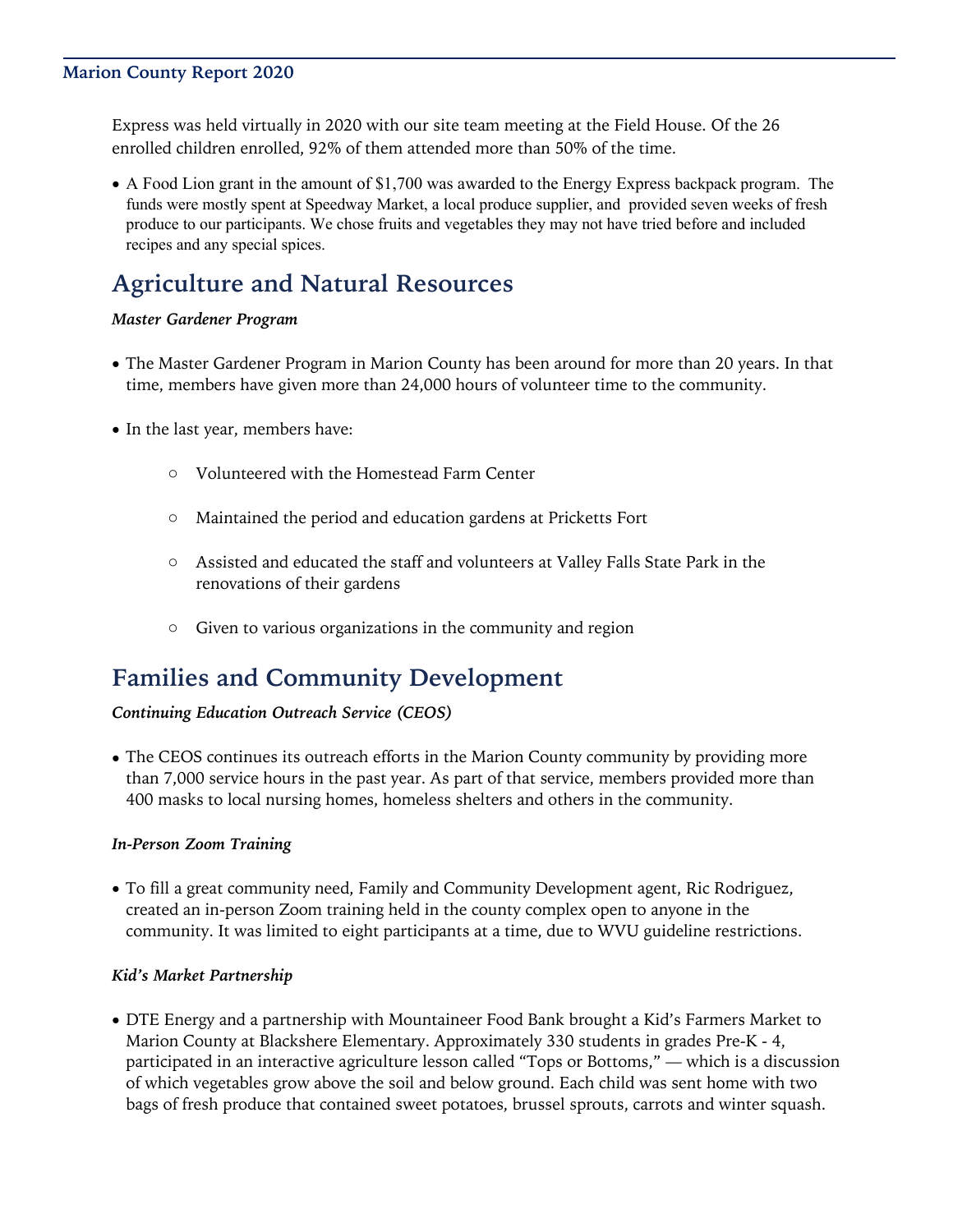Express was held virtually in 2020 with our site team meeting at the Field House. Of the 26 enrolled children enrolled, 92% of them attended more than 50% of the time.

- A Food Lion grant in the amount of $1,700 was awarded to the Energy Express backpack program. The funds were mostly spent at Speedway Market, a local produce supplier, and provided seven weeks of fresh produce to our participants. We chose fruits and vegetables they may not have tried before and included recipes and any special spices.

## Agriculture and Natural Resources

***Master Gardener Program***

- The Master Gardener Program in Marion County has been around for more than 20 years. In that time, members have given more than 24,000 hours of volunteer time to the community.
- In the last year, members have:
  - Volunteered with the Homestead Farm Center
  - Maintained the period and education gardens at Pricketts Fort
  - Assisted and educated the staff and volunteers at Valley Falls State Park in the renovations of their gardens
  - Given to various organizations in the community and region

## Families and Community Development

***Continuing Education Outreach Service (CEOS)***

- The CEOS continues its outreach efforts in the Marion County community by providing more than 7,000 service hours in the past year. As part of that service, members provided more than 400 masks to local nursing homes, homeless shelters and others in the community.

***In-Person Zoom Training***

- To fill a great community need, Family and Community Development agent, Ric Rodriguez, created an in-person Zoom training held in the county complex open to anyone in the community. It was limited to eight participants at a time, due to WVU guideline restrictions.

***Kid's Market Partnership***

- DTE Energy and a partnership with Mountaineer Food Bank brought a Kid's Farmers Market to Marion County at Blackshere Elementary. Approximately 330 students in grades Pre-K - 4, participated in an interactive agriculture lesson called "Tops or Bottoms," — which is a discussion of which vegetables grow above the soil and below ground. Each child was sent home with two bags of fresh produce that contained sweet potatoes, brussel sprouts, carrots and winter squash.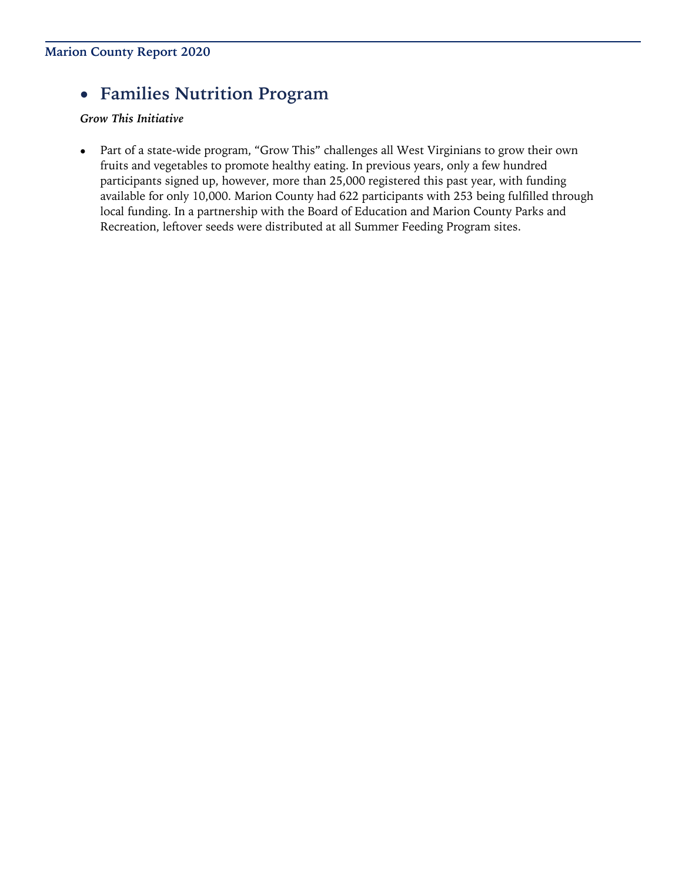- ## Families Nutrition Program

*Grow This Initiative*

- Part of a state-wide program, "Grow This" challenges all West Virginians to grow their own fruits and vegetables to promote healthy eating. In previous years, only a few hundred participants signed up, however, more than 25,000 registered this past year, with funding available for only 10,000. Marion County had 622 participants with 253 being fulfilled through local funding. In a partnership with the Board of Education and Marion County Parks and Recreation, leftover seeds were distributed at all Summer Feeding Program sites.